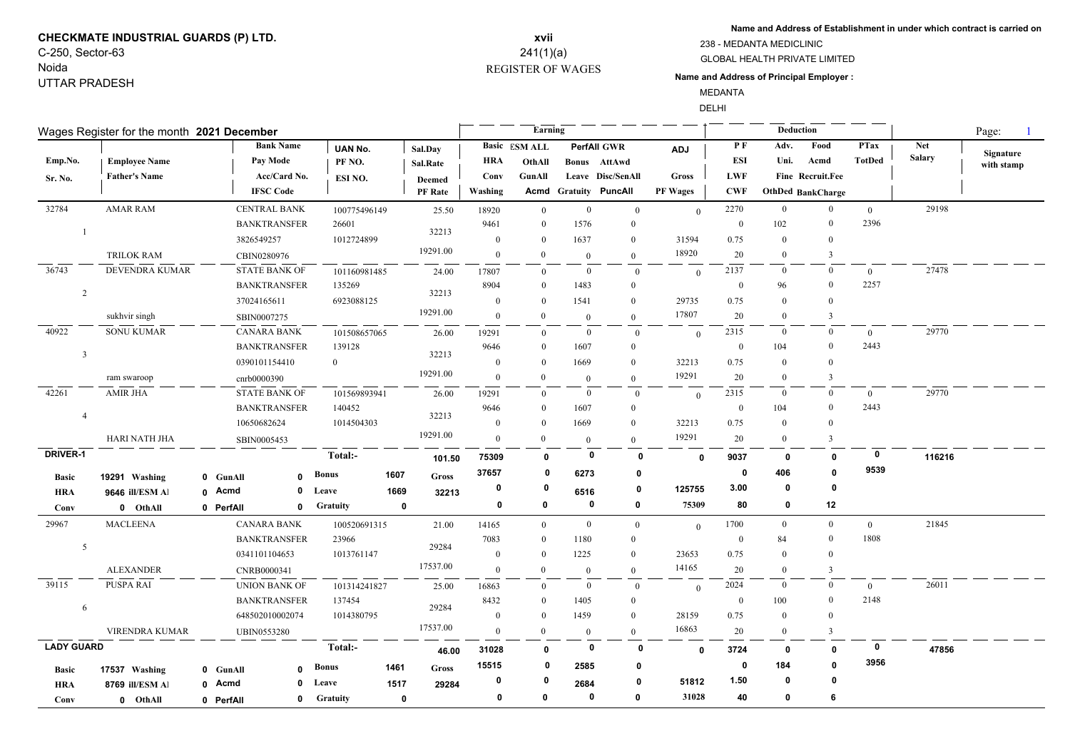**CHECKMATE INDUSTRIAL GUARDS (P) LTD.**
C-250, Sector-63
Noida
UTTAR PRADESH

**xvii**
241(1)(a)
REGISTER OF WAGES

**Name and Address of Establishment in under which contract is carried on**
238 - MEDANTA MEDICLINIC
GLOBAL HEALTH PRIVATE LIMITED

**Name and Address of Principal Employer :**
MEDANTA
DELHI

Wages Register for the month **2021 December**

| Emp.No. / Sr. No. | Employee Name / Father's Name | Bank Name / Pay Mode / Acc/Card No. / IFSC Code | UAN No. / PF NO. / ESI NO. | Sal.Day / Sal.Rate / Deemed PF Rate | Basic / HRA / Conv / Washing | ESM ALL / OthAll / GunAll / Acmd | PerfAll / Bonus / Leave / Gratuity | GWR / AttAwd / Disc/SenAll / PuncAll | ADJ / Gross / PF Wages | PF / ESI / LWF / CWF | Adv. / Uni. / Fine / OthDed | Food / Acmd / Recruit.Fee / BankCharge | PTax / TotDed | Net Salary | Signature with stamp |
|---|---|---|---|---|---|---|---|---|---|---|---|---|---|---|---|
| 32784 / 1 | AMAR RAM / TRILOK RAM | CENTRAL BANK / BANKTRANSFER / 3826549257 / CBIN0280976 | 100775496149 / 26601 / 1012724899 | 25.50 / 32213 / 19291.00 | 18920 / 9461 / 0 / 0 | 0 / 0 / 0 / 0 | 0 / 1576 / 1637 / 0 | 0 / 0 / 0 / 0 | 0 / 31594 / 18920 | 2270 / 0 / 0.75 / 20 | 0 / 102 / 0 / 0 | 0 / 0 / 0 / 3 | 0 / 2396 | 29198 | |
| 36743 / 2 | DEVENDRA KUMAR / sukhvir singh | STATE BANK OF / BANKTRANSFER / 37024165611 / SBIN0007275 | 101160981485 / 135269 / 6923088125 | 24.00 / 32213 / 19291.00 | 17807 / 8904 / 0 / 0 | 0 / 0 / 0 / 0 | 0 / 1483 / 1541 / 0 | 0 / 0 / 0 / 0 | 0 / 29735 / 17807 | 2137 / 0 / 0.75 / 20 | 0 / 96 / 0 / 0 | 0 / 0 / 0 / 3 | 0 / 2257 | 27478 | |
| 40922 / 3 | SONU KUMAR / ram swaroop | CANARA BANK / BANKTRANSFER / 0390101154410 / cnrb0000390 | 101508657065 / 139128 / 0 | 26.00 / 32213 / 19291.00 | 19291 / 9646 / 0 / 0 | 0 / 0 / 0 / 0 | 0 / 1607 / 1669 / 0 | 0 / 0 / 0 / 0 | 0 / 32213 / 19291 | 2315 / 0 / 0.75 / 20 | 0 / 104 / 0 / 0 | 0 / 0 / 0 / 3 | 0 / 2443 | 29770 | |
| 42261 / 4 | AMIR JHA / HARI NATH JHA | STATE BANK OF / BANKTRANSFER / 10650682624 / SBIN0005453 | 101569893941 / 140452 / 1014504303 | 26.00 / 32213 / 19291.00 | 19291 / 9646 / 0 / 0 | 0 / 0 / 0 / 0 | 0 / 1607 / 1669 / 0 | 0 / 0 / 0 / 0 | 0 / 32213 / 19291 | 2315 / 0 / 0.75 / 20 | 0 / 104 / 0 / 0 | 0 / 0 / 0 / 3 | 0 / 2443 | 29770 | |
| **DRIVER-1** | Basic 19291 / HRA 9646 / Conv 0; Washing 0 / ill/ESM Al 0 / OthAll 0 | GunAll 0 / Acmd 0 / PerfAll 0 | Bonus 1607 / Leave 1669 / Gratuity 0 | **Total:-** 101.50 / Gross 32213 | 75309 / 37657 / 0 / 0 | 0 / 0 / 0 / 0 | 0 / 6273 / 6516 / 0 | 0 / 0 / 0 / 0 | 0 / 125755 / 75309 | 9037 / 0 / 3.00 / 80 | 0 / 406 / 0 / 0 | 0 / 0 / 0 / 12 | 0 / 9539 | 116216 | |
| 29967 / 5 | MACLEENA / ALEXANDER | CANARA BANK / BANKTRANSFER / 0341101104653 / CNRB0000341 | 100520691315 / 23966 / 1013761147 | 21.00 / 29284 / 17537.00 | 14165 / 7083 / 0 / 0 | 0 / 0 / 0 / 0 | 0 / 1180 / 1225 / 0 | 0 / 0 / 0 / 0 | 0 / 23653 / 14165 | 1700 / 0 / 0.75 / 20 | 0 / 84 / 0 / 0 | 0 / 0 / 0 / 3 | 0 / 1808 | 21845 | |
| 39115 / 6 | PUSPA RAI / VIRENDRA KUMAR | UNION BANK OF / BANKTRANSFER / 648502010002074 / UBIN0553280 | 101314241827 / 137454 / 1014380795 | 25.00 / 29284 / 17537.00 | 16863 / 8432 / 0 / 0 | 0 / 0 / 0 / 0 | 0 / 1405 / 1459 / 0 | 0 / 0 / 0 / 0 | 0 / 28159 / 16863 | 2024 / 0 / 0.75 / 20 | 0 / 100 / 0 / 0 | 0 / 0 / 0 / 3 | 0 / 2148 | 26011 | |
| **LADY GUARD** | Basic 17537 / HRA 8769 / Conv 0; Washing 0 / ill/ESM Al 0 / OthAll 0 | GunAll 0 / Acmd 0 / PerfAll 0 | Bonus 1461 / Leave 1517 / Gratuity 0 | **Total:-** 46.00 / Gross 29284 | 31028 / 15515 / 0 / 0 | 0 / 0 / 0 / 0 | 0 / 2585 / 2684 / 0 | 0 / 0 / 0 / 0 | 0 / 51812 / 31028 | 3724 / 0 / 1.50 / 40 | 0 / 184 / 0 / 0 | 0 / 0 / 0 / 6 | 0 / 3956 | 47856 | |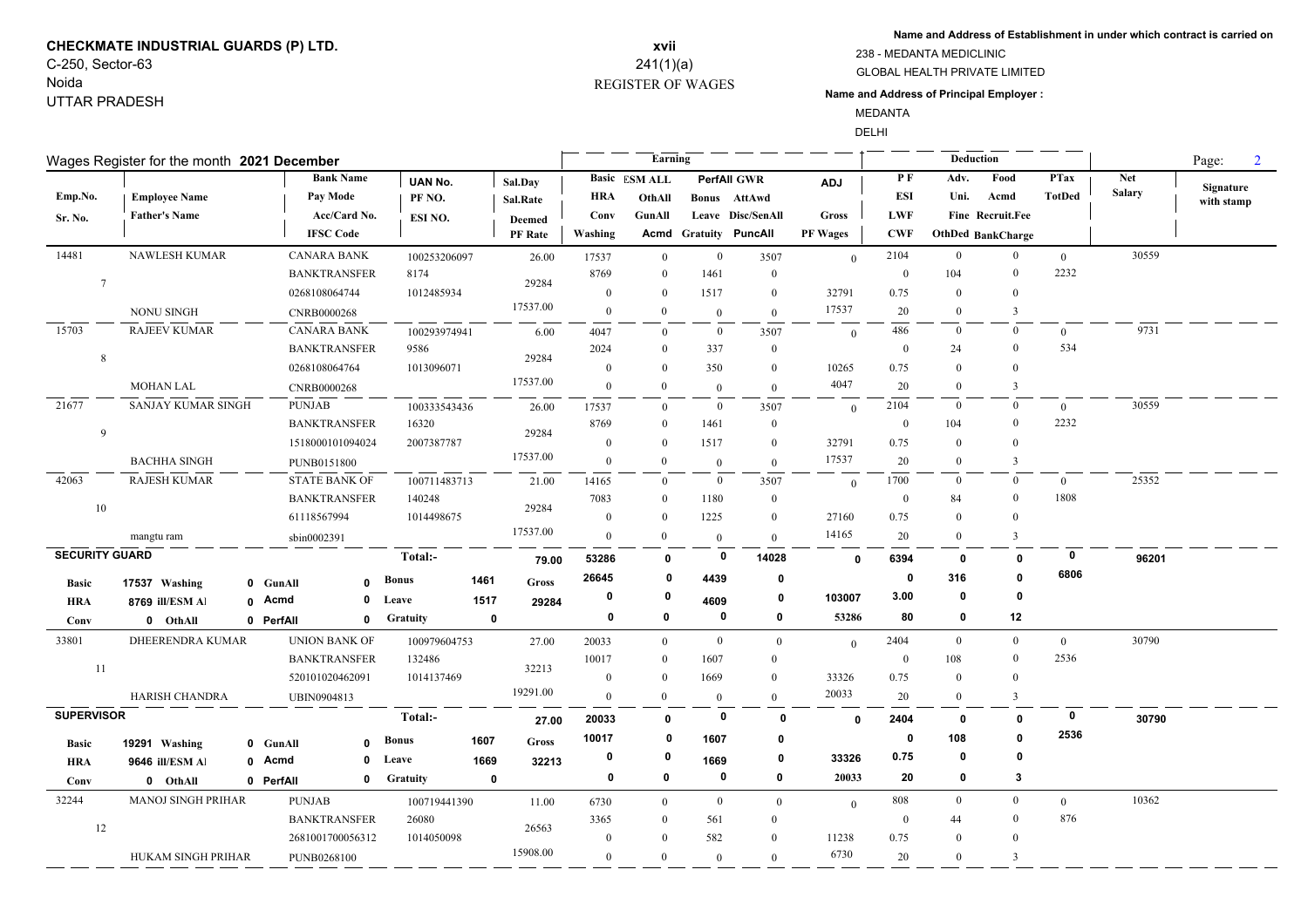**CHECKMATE INDUSTRIAL GUARDS (P) LTD.**
C-250, Sector-63
Noida
UTTAR PRADESH

**xvii**
241(1)(a)
REGISTER OF WAGES

**Name and Address of Establishment in under which contract is carried on**
238 - MEDANTA MEDICLINIC
GLOBAL HEALTH PRIVATE LIMITED

**Name and Address of Principal Employer :**
MEDANTA
DELHI

Wages Register for the month **2021 December**

| Emp.No. / Sr. No. | Employee Name / Father's Name | Bank Name / Pay Mode / Acc/Card No. / IFSC Code | UAN No. / PF NO. / ESI NO. | Sal.Day / Sal.Rate / Deemed PF Rate | Basic / HRA / Conv / Washing | ESM ALL / OthAll / GunAll / Acmd | PerfAll / Bonus / Leave / Gratuity | GWR / AttAwd / Disc/SenAll / PuncAll | ADJ / Gross / PF Wages | PF / ESI / LWF / CWF | Adv. / Uni. / Fine / OthDed | Food / Acmd / Recruit.Fee / BankCharge | PTax / TotDed | Net Salary | Signature with stamp |
|---|---|---|---|---|---|---|---|---|---|---|---|---|---|---|---|
| 14481 / 7 | NAWLESH KUMAR / NONU SINGH | CANARA BANK / BANKTRANSFER / 0268108064744 / CNRB0000268 | 100253206097 / 8174 / 1012485934 | 26.00 / 29284 / 17537.00 | 17537 / 8769 / 0 / 0 | 0 / 0 / 0 / 0 | 0 / 1461 / 1517 / 0 | 3507 / 0 / 0 / 0 | 0 / 32791 / 17537 | 2104 / 0 / 0.75 / 20 | 0 / 104 / 0 / 0 | 0 / 0 / 0 / 3 | 0 / 2232 | 30559 | |
| 15703 / 8 | RAJEEV KUMAR / MOHAN LAL | CANARA BANK / BANKTRANSFER / 0268108064764 / CNRB0000268 | 100293974941 / 9586 / 1013096071 | 6.00 / 29284 / 17537.00 | 4047 / 2024 / 0 / 0 | 0 / 0 / 0 / 0 | 0 / 337 / 350 / 0 | 3507 / 0 / 0 / 0 | 0 / 10265 / 4047 | 486 / 0 / 0.75 / 20 | 0 / 24 / 0 / 0 | 0 / 0 / 0 / 3 | 0 / 534 | 9731 | |
| 21677 / 9 | SANJAY KUMAR SINGH / BACHHA SINGH | PUNJAB / BANKTRANSFER / 1518000101094024 / PUNB0151800 | 100333543436 / 16320 / 2007387787 | 26.00 / 29284 / 17537.00 | 17537 / 8769 / 0 / 0 | 0 / 0 / 0 / 0 | 0 / 1461 / 1517 / 0 | 3507 / 0 / 0 / 0 | 0 / 32791 / 17537 | 2104 / 0 / 0.75 / 20 | 0 / 104 / 0 / 0 | 0 / 0 / 0 / 3 | 0 / 2232 | 30559 | |
| 42063 / 10 | RAJESH KUMAR / mangtu ram | STATE BANK OF / BANKTRANSFER / 61118567994 / sbin0002391 | 100711483713 / 140248 / 1014498675 | 21.00 / 29284 / 17537.00 | 14165 / 7083 / 0 / 0 | 0 / 0 / 0 / 0 | 0 / 1180 / 1225 / 0 | 3507 / 0 / 0 / 0 | 0 / 27160 / 14165 | 1700 / 0 / 0.75 / 20 | 0 / 84 / 0 / 0 | 0 / 0 / 0 / 3 | 0 / 1808 | 25352 | |
| **SECURITY GUARD** | Basic 17537, HRA 8769, Conv 0, Washing 0, ill/ESM Al 0, OthAll 0 | GunAll 0, Acmd 0, PerfAll 0 | Bonus 1461, Leave 1517, Gratuity 0 | **Total:-** 79.00 / Gross 29284 | 53286 / 26645 / 0 / 0 | 0 / 0 / 0 / 0 | 0 / 4439 / 4609 / 0 | 14028 / 0 / 0 / 0 | 0 / 103007 / 53286 | 6394 / 0 / 3.00 / 80 | 0 / 316 / 0 / 0 | 0 / 0 / 0 / 12 | 0 / 6806 | 96201 | |
| 33801 / 11 | DHEERENDRA KUMAR / HARISH CHANDRA | UNION BANK OF / BANKTRANSFER / 520101020462091 / UBIN0904813 | 100979604753 / 132486 / 1014137469 | 27.00 / 32213 / 19291.00 | 20033 / 10017 / 0 / 0 | 0 / 0 / 0 / 0 | 0 / 1607 / 1669 / 0 | 0 / 0 / 0 / 0 | 0 / 33326 / 20033 | 2404 / 0 / 0.75 / 20 | 0 / 108 / 0 / 0 | 0 / 0 / 0 / 3 | 0 / 2536 | 30790 | |
| **SUPERVISOR** | Basic 19291, HRA 9646, Conv 0, Washing 0, ill/ESM Al 0, OthAll 0 | GunAll 0, Acmd 0, PerfAll 0 | Bonus 1607, Leave 1669, Gratuity 0 | **Total:-** 27.00 / Gross 32213 | 20033 / 10017 / 0 / 0 | 0 / 0 / 0 / 0 | 0 / 1607 / 1669 / 0 | 0 / 0 / 0 / 0 | 0 / 33326 / 20033 | 2404 / 0 / 0.75 / 20 | 0 / 108 / 0 / 0 | 0 / 0 / 0 / 3 | 0 / 2536 | 30790 | |
| 32244 / 12 | MANOJ SINGH PRIHAR / HUKAM SINGH PRIHAR | PUNJAB / BANKTRANSFER / 2681001700056312 / PUNB0268100 | 100719441390 / 26080 / 1014050098 | 11.00 / 26563 / 15908.00 | 6730 / 3365 / 0 / 0 | 0 / 0 / 0 / 0 | 0 / 561 / 582 / 0 | 0 / 0 / 0 / 0 | 0 / 11238 / 6730 | 808 / 0 / 0.75 / 20 | 0 / 44 / 0 / 0 | 0 / 0 / 0 / 3 | 0 / 876 | 10362 | |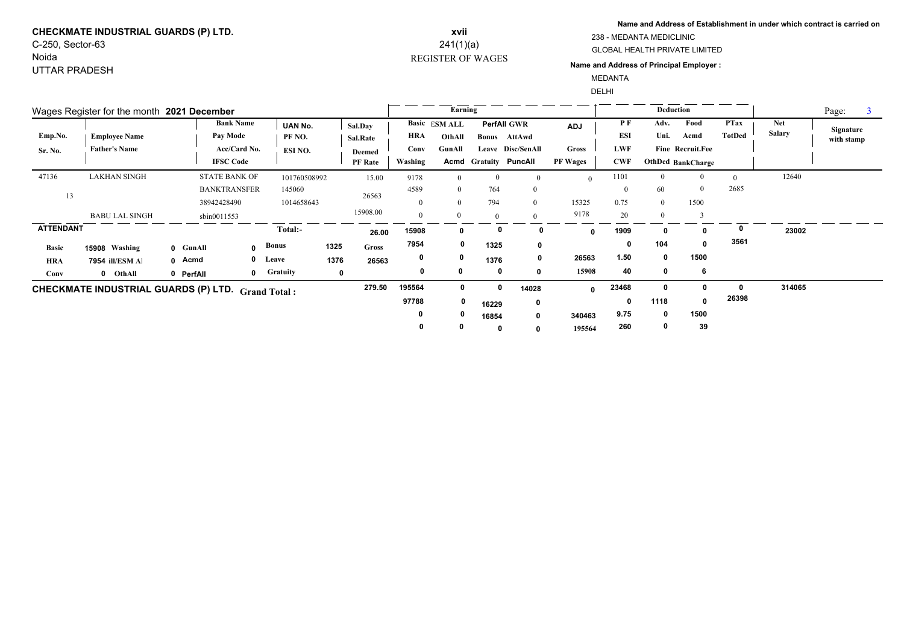**CHECKMATE INDUSTRIAL GUARDS (P) LTD.**
C-250, Sector-63
Noida
UTTAR PRADESH

**xvii**
241(1)(a)
REGISTER OF WAGES

**Name and Address of Establishment in under which contract is carried on**
238 - MEDANTA MEDICLINIC
GLOBAL HEALTH PRIVATE LIMITED

**Name and Address of Principal Employer :**
MEDANTA
DELHI

Wages Register for the month **2021 December**

| Emp.No. / Sr. No. | Employee Name / Father's Name | Bank Name / Pay Mode / Acc/Card No. / IFSC Code | UAN No. / PF NO. / ESI NO. | Sal.Day / Sal.Rate / Deemed / PF Rate | Earning: Basic / HRA / Conv / Washing | ESM ALL / OthAll / GunAll / Acmd | PerfAll / Bonus / Leave / Gratuity | GWR / AttAwd / Disc/SenAll / PuncAll | ADJ / Gross / PF Wages | Deduction: P F / ESI / LWF / CWF | Adv. / Uni. / Fine / OthDed | Food / Acmd / Recruit.Fee / BankCharge | PTax / TotDed | Net Salary | Signature with stamp |
|---|---|---|---|---|---|---|---|---|---|---|---|---|---|---|---|
| 47136 | LAKHAN SINGH | STATE BANK OF | 101760508992 | 15.00 | 9178 | 0 | 0 | 0 | 0 | 1101 | 0 | 0 | 0 | 12640 | |
| 13 | | BANKTRANSFER | 145060 | 26563 | 4589 | 0 | 764 | 0 | | 0 | 60 | 0 | 2685 | | |
| | | 38942428490 | 1014658643 | | 0 | 0 | 794 | 0 | 15325 | 0.75 | 0 | 1500 | | | |
| | BABU LAL SINGH | sbin0011553 | | 15908.00 | 0 | 0 | 0 | 0 | 9178 | 20 | 0 | 3 | | | |
| **ATTENDANT** | | | **Total:-** | **26.00** | **15908** | **0** | **0** | **0** | **0** | **1909** | **0** | **0** | **0** | **23002** | |
| | | | | | **7954** | **0** | **1325** | **0** | | **0** | **104** | **0** | **3561** | | |
| | | | | | **0** | **0** | **1376** | **0** | **26563** | **1.50** | **0** | **1500** | | | |
| | | | | | **0** | **0** | **0** | **0** | **15908** | **40** | **0** | **6** | | | |

| | | | | | | |
|---|---|---|---|---|---|---|
| **Basic** | **15908 Washing** | **0 GunAll** | **0** | **Bonus** | **1325** | **Gross** |
| **HRA** | **7954 ill/ESM Al** | **0 Acmd** | **0** | **Leave** | **1376** | **26563** |
| **Conv** | **0 OthAll** | **0 PerfAll** | **0** | **Gratuity** | **0** | |

**CHECKMATE INDUSTRIAL GUARDS (P) LTD. Grand Total :**

| Sal.Day | Basic / HRA / Conv / Washing | ESM ALL / OthAll / GunAll / Acmd | PerfAll / Bonus / Leave / Gratuity | GWR / AttAwd / Disc/SenAll / PuncAll | ADJ / Gross / PF Wages | P F / ESI / LWF / CWF | Adv. / Uni. / Fine / OthDed | Food / Acmd / Recruit.Fee / BankCharge | PTax / TotDed | Net Salary |
|---|---|---|---|---|---|---|---|---|---|---|
| **279.50** | **195564** | **0** | **0** | **14028** | **0** | **23468** | **0** | **0** | **0** | **314065** |
| | **97788** | **0** | **16229** | **0** | | **0** | **1118** | **0** | **26398** | |
| | **0** | **0** | **16854** | **0** | **340463** | **9.75** | **0** | **1500** | | |
| | **0** | **0** | **0** | **0** | **195564** | **260** | **0** | **39** | | |